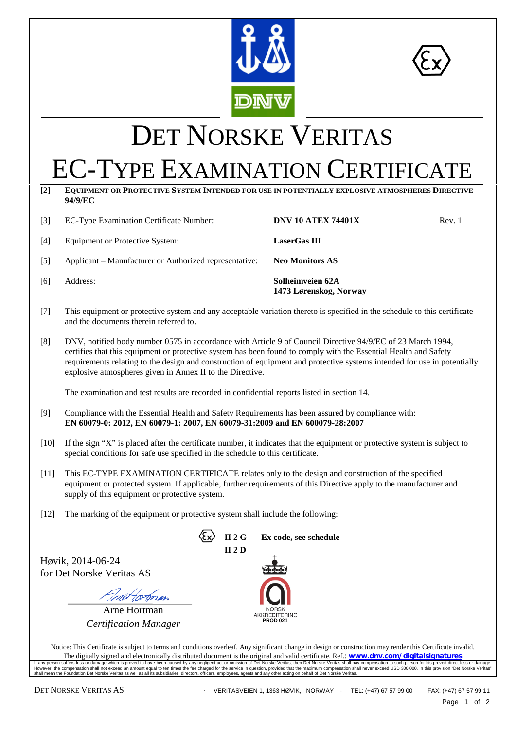# DET NORSKE VERITAS

# EC-TYPE EXAMINATION CERTIFICATE

**[2]** **EQUIPMENT OR PROTECTIVE SYSTEM INTENDED FOR USE IN POTENTIALLY EXPLOSIVE ATMOSPHERES DIRECTIVE 94/9/EC**

[3] EC-Type Examination Certificate Number: **DNV 10 ATEX 74401X** Rev. 1

[4] Equipment or Protective System: **LaserGas III**

[5] Applicant – Manufacturer or Authorized representative: **Neo Monitors AS**

[6] Address: **Solheimveien 62A**
**1473 Lørenskog, Norway**

[7] This equipment or protective system and any acceptable variation thereto is specified in the schedule to this certificate and the documents therein referred to.

[8] DNV, notified body number 0575 in accordance with Article 9 of Council Directive 94/9/EC of 23 March 1994, certifies that this equipment or protective system has been found to comply with the Essential Health and Safety requirements relating to the design and construction of equipment and protective systems intended for use in potentially explosive atmospheres given in Annex II to the Directive.

The examination and test results are recorded in confidential reports listed in section 14.

[9] Compliance with the Essential Health and Safety Requirements has been assured by compliance with:
**EN 60079-0: 2012, EN 60079-1: 2007, EN 60079-31:2009 and EN 600079-28:2007**

[10] If the sign "X" is placed after the certificate number, it indicates that the equipment or protective system is subject to special conditions for safe use specified in the schedule to this certificate.

[11] This EC-TYPE EXAMINATION CERTIFICATE relates only to the design and construction of the specified equipment or protected system. If applicable, further requirements of this Directive apply to the manufacturer and supply of this equipment or protective system.

[12] The marking of the equipment or protective system shall include the following:

Ex **II 2 G** **Ex code, see schedule**
**II 2 D**

Høvik, 2014-06-24
for Det Norske Veritas AS

Arne Hortman
*Certification Manager*

NORSK AKKREDITERING
**PROD 021**

Notice: This Certificate is subject to terms and conditions overleaf. Any significant change in design or construction may render this Certificate invalid.
The digitally signed and electronically distributed document is the original and valid certificate. Ref.: **www.dnv.com/digitalsignatures**

If any person suffers loss or damage which is proved to have been caused by any negligent act or omission of Det Norske Veritas, then Det Norske Veritas shall pay compensation to such person for his proved direct loss or damage. However, the compensation shall not exceed an amount equal to ten times the fee charged for the service in question, provided that the maximum compensation shall never exceed USD 300.000. In this provision "Det Norske Veritas" shall mean the Foundation Det Norske Veritas as well as all its subsidiaries, directors, officers, employees, agents and any other acting on behalf of Det Norske Veritas.

DET NORSKE VERITAS AS · VERITASVEIEN 1, 1363 HØVIK, NORWAY · TEL: (+47) 67 57 99 00 FAX: (+47) 67 57 99 11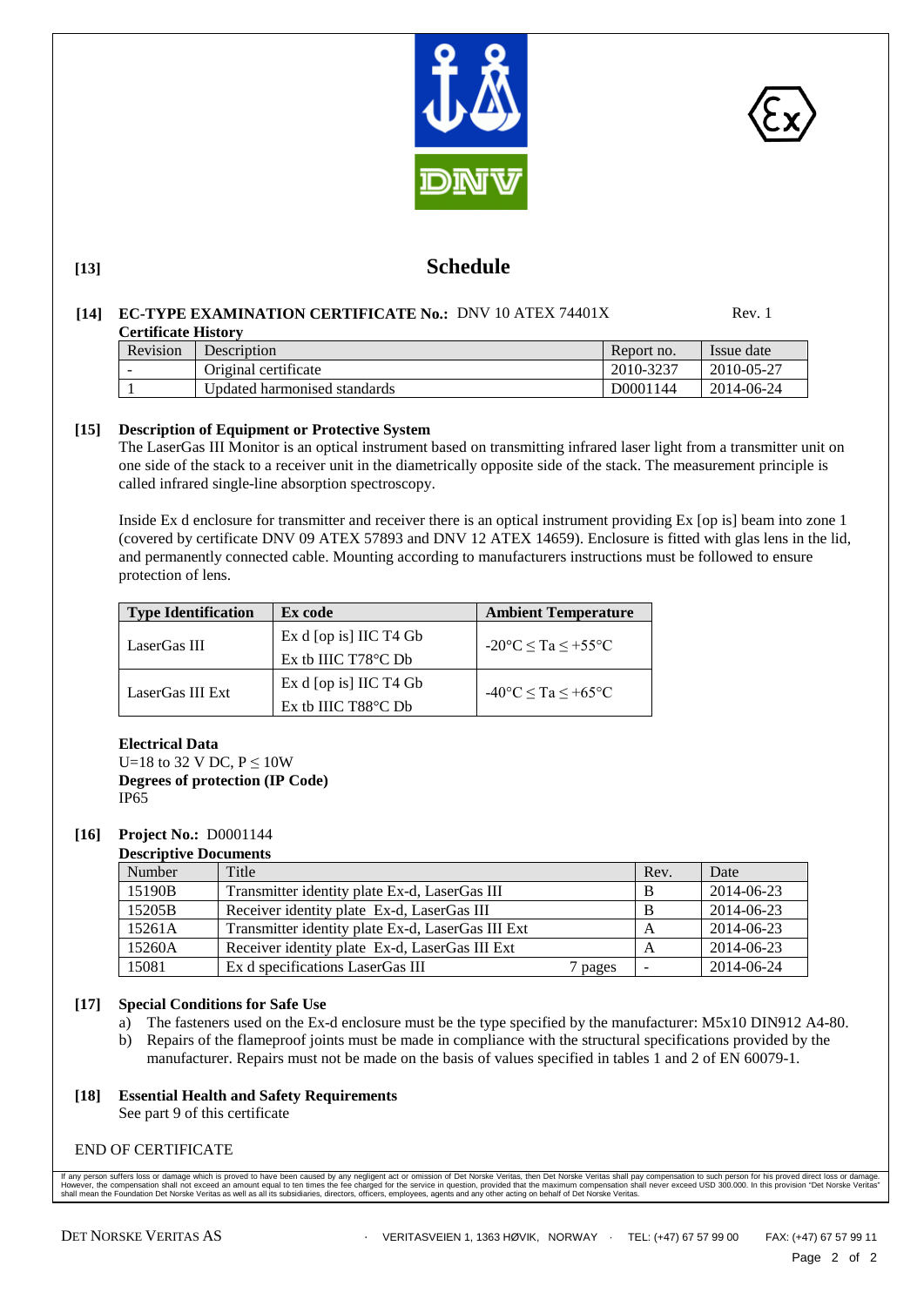**[13]**

# Schedule

**[14] EC-TYPE EXAMINATION CERTIFICATE No.:** DNV 10 ATEX 74401X Rev. 1

**Certificate History**

| Revision | Description | Report no. | Issue date |
|---|---|---|---|
| - | Original certificate | 2010-3237 | 2010-05-27 |
| 1 | Updated harmonised standards | D0001144 | 2014-06-24 |

**[15] Description of Equipment or Protective System**

The LaserGas III Monitor is an optical instrument based on transmitting infrared laser light from a transmitter unit on one side of the stack to a receiver unit in the diametrically opposite side of the stack. The measurement principle is called infrared single-line absorption spectroscopy.

Inside Ex d enclosure for transmitter and receiver there is an optical instrument providing Ex [op is] beam into zone 1 (covered by certificate DNV 09 ATEX 57893 and DNV 12 ATEX 14659). Enclosure is fitted with glas lens in the lid, and permanently connected cable. Mounting according to manufacturers instructions must be followed to ensure protection of lens.

| Type Identification | Ex code | Ambient Temperature |
|---|---|---|
| LaserGas III | Ex d [op is] IIC T4 Gb<br>Ex tb IIIC T78°C Db | -20°C ≤ Ta ≤ +55°C |
| LaserGas III Ext | Ex d [op is] IIC T4 Gb<br>Ex tb IIIC T88°C Db | -40°C ≤ Ta ≤ +65°C |

**Electrical Data**
U=18 to 32 V DC, P ≤ 10W

**Degrees of protection (IP Code)**
IP65

**[16] Project No.:** D0001144

**Descriptive Documents**

| Number | Title | Rev. | Date |
|---|---|---|---|
| 15190B | Transmitter identity plate Ex-d, LaserGas III | B | 2014-06-23 |
| 15205B | Receiver identity plate Ex-d, LaserGas III | B | 2014-06-23 |
| 15261A | Transmitter identity plate Ex-d, LaserGas III Ext | A | 2014-06-23 |
| 15260A | Receiver identity plate Ex-d, LaserGas III Ext | A | 2014-06-23 |
| 15081 | Ex d specifications LaserGas III 7 pages | - | 2014-06-24 |

**[17] Special Conditions for Safe Use**

a) The fasteners used on the Ex-d enclosure must be the type specified by the manufacturer: M5x10 DIN912 A4-80.
b) Repairs of the flameproof joints must be made in compliance with the structural specifications provided by the manufacturer. Repairs must not be made on the basis of values specified in tables 1 and 2 of EN 60079-1.

**[18] Essential Health and Safety Requirements**

See part 9 of this certificate

END OF CERTIFICATE

If any person suffers loss or damage which is proved to have been caused by any negligent act or omission of Det Norske Veritas, then Det Norske Veritas shall pay compensation to such person for his proved direct loss or damage. However, the compensation shall not exceed an amount equal to ten times the fee charged for the service in question, provided that the maximum compensation shall never exceed USD 300.000. In this provision "Det Norske Veritas" shall mean the Foundation Det Norske Veritas as well as all its subsidiaries, directors, officers, employees, agents and any other acting on behalf of Det Norske Veritas.

DET NORSKE VERITAS AS · VERITASVEIEN 1, 1363 HØVIK, NORWAY · TEL: (+47) 67 57 99 00 FAX: (+47) 67 57 99 11